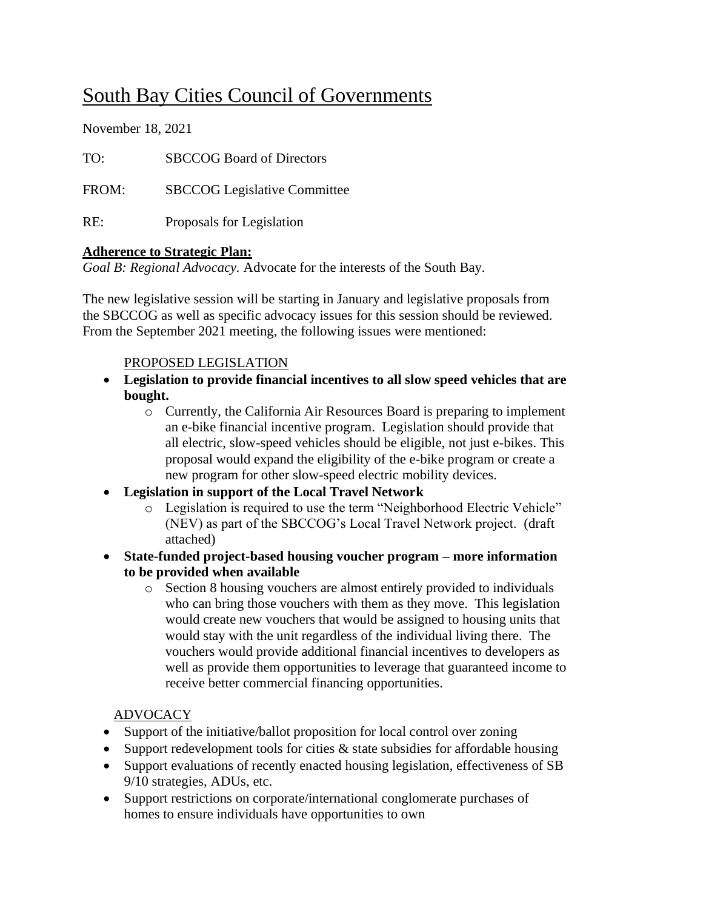# South Bay Cities Council of Governments

November 18, 2021

TO: SBCCOG Board of Directors

FROM: SBCCOG Legislative Committee

RE: Proposals for Legislation

**Adherence to Strategic Plan:**
*Goal B: Regional Advocacy.* Advocate for the interests of the South Bay.

The new legislative session will be starting in January and legislative proposals from the SBCCOG as well as specific advocacy issues for this session should be reviewed. From the September 2021 meeting, the following issues were mentioned:

PROPOSED LEGISLATION

- **Legislation to provide financial incentives to all slow speed vehicles that are bought.**
  - Currently, the California Air Resources Board is preparing to implement an e-bike financial incentive program. Legislation should provide that all electric, slow-speed vehicles should be eligible, not just e-bikes. This proposal would expand the eligibility of the e-bike program or create a new program for other slow-speed electric mobility devices.
- **Legislation in support of the Local Travel Network**
  - Legislation is required to use the term "Neighborhood Electric Vehicle" (NEV) as part of the SBCCOG's Local Travel Network project. (draft attached)
- **State-funded project-based housing voucher program – more information to be provided when available**
  - Section 8 housing vouchers are almost entirely provided to individuals who can bring those vouchers with them as they move. This legislation would create new vouchers that would be assigned to housing units that would stay with the unit regardless of the individual living there. The vouchers would provide additional financial incentives to developers as well as provide them opportunities to leverage that guaranteed income to receive better commercial financing opportunities.

ADVOCACY

- Support of the initiative/ballot proposition for local control over zoning
- Support redevelopment tools for cities & state subsidies for affordable housing
- Support evaluations of recently enacted housing legislation, effectiveness of SB 9/10 strategies, ADUs, etc.
- Support restrictions on corporate/international conglomerate purchases of homes to ensure individuals have opportunities to own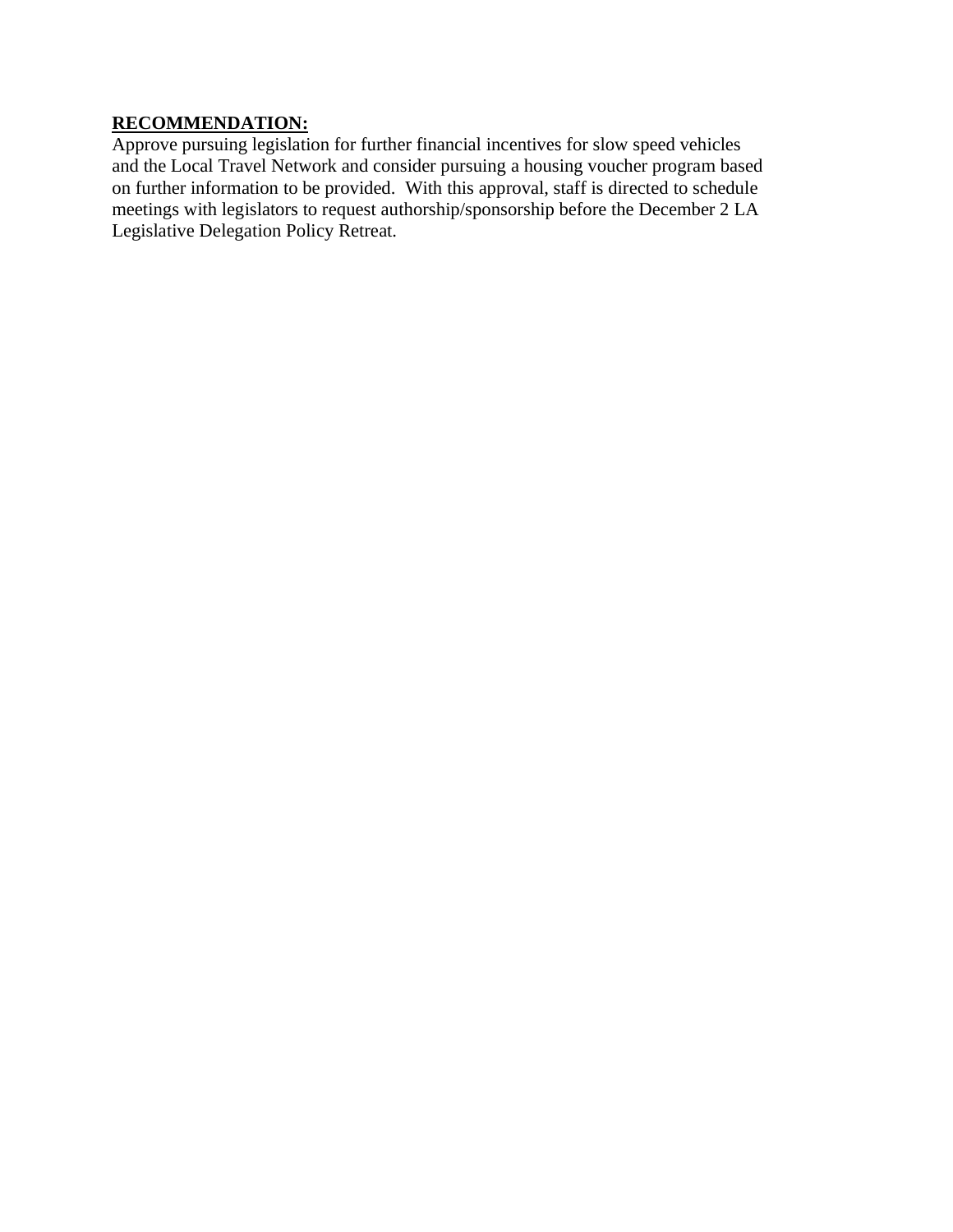**RECOMMENDATION:**

Approve pursuing legislation for further financial incentives for slow speed vehicles and the Local Travel Network and consider pursuing a housing voucher program based on further information to be provided. With this approval, staff is directed to schedule meetings with legislators to request authorship/sponsorship before the December 2 LA Legislative Delegation Policy Retreat.